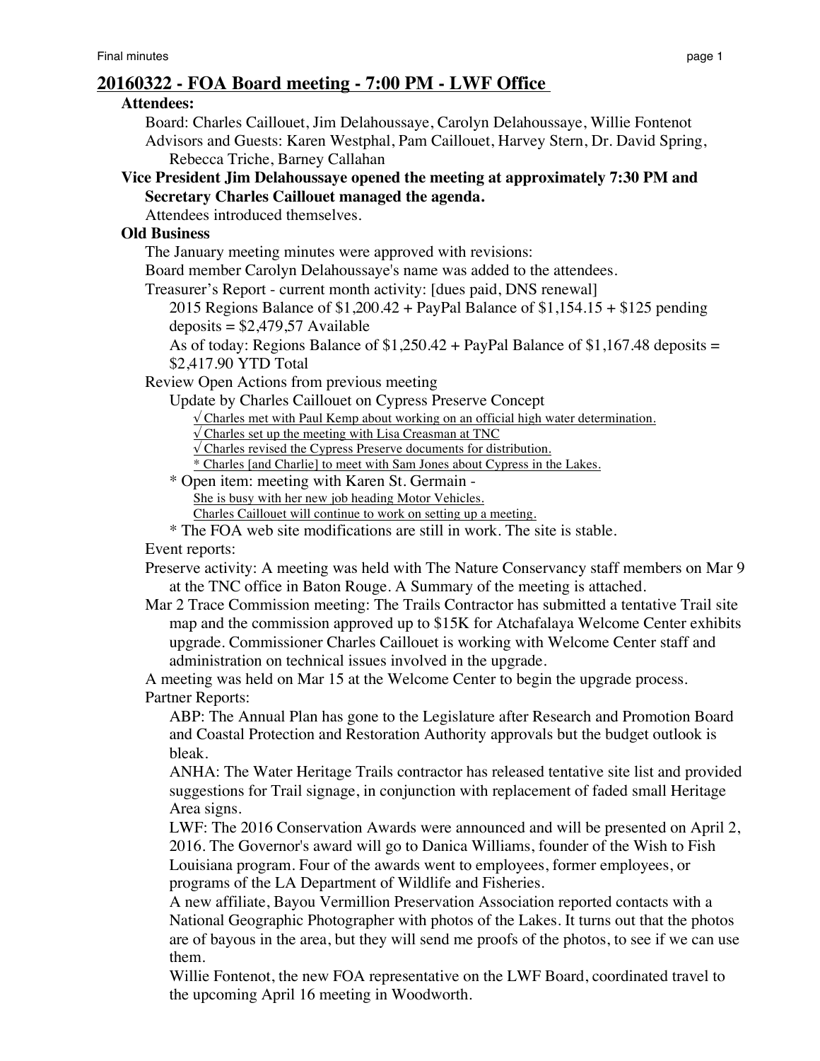## 20160322 - FOA Board meeting - 7:00 PM - LWF Office

**Attendees:**

Board: Charles Caillouet, Jim Delahoussaye, Carolyn Delahoussaye, Willie Fontenot

Advisors and Guests: Karen Westphal, Pam Caillouet, Harvey Stern, Dr. David Spring, Rebecca Triche, Barney Callahan

**Vice President Jim Delahoussaye opened the meeting at approximately 7:30 PM and Secretary Charles Caillouet managed the agenda.**

Attendees introduced themselves.

**Old Business**

The January meeting minutes were approved with revisions:

Board member Carolyn Delahoussaye's name was added to the attendees.

Treasurer's Report - current month activity: [dues paid, DNS renewal]

2015 Regions Balance of $1,200.42 + PayPal Balance of $1,154.15 + $125 pending deposits = $2,479,57 Available

As of today: Regions Balance of $1,250.42 + PayPal Balance of $1,167.48 deposits = $2,417.90 YTD Total

Review Open Actions from previous meeting

Update by Charles Caillouet on Cypress Preserve Concept

√ Charles met with Paul Kemp about working on an official high water determination.

√ Charles set up the meeting with Lisa Creasman at TNC

√ Charles revised the Cypress Preserve documents for distribution.

* Charles [and Charlie] to meet with Sam Jones about Cypress in the Lakes.

* Open item: meeting with Karen St. Germain -

She is busy with her new job heading Motor Vehicles.

Charles Caillouet will continue to work on setting up a meeting.

* The FOA web site modifications are still in work. The site is stable.

Event reports:

Preserve activity: A meeting was held with The Nature Conservancy staff members on Mar 9 at the TNC office in Baton Rouge. A Summary of the meeting is attached.

Mar 2 Trace Commission meeting: The Trails Contractor has submitted a tentative Trail site map and the commission approved up to $15K for Atchafalaya Welcome Center exhibits upgrade. Commissioner Charles Caillouet is working with Welcome Center staff and administration on technical issues involved in the upgrade.

A meeting was held on Mar 15 at the Welcome Center to begin the upgrade process.

Partner Reports:

ABP: The Annual Plan has gone to the Legislature after Research and Promotion Board and Coastal Protection and Restoration Authority approvals but the budget outlook is bleak.

ANHA: The Water Heritage Trails contractor has released tentative site list and provided suggestions for Trail signage, in conjunction with replacement of faded small Heritage Area signs.

LWF: The 2016 Conservation Awards were announced and will be presented on April 2, 2016. The Governor's award will go to Danica Williams, founder of the Wish to Fish Louisiana program. Four of the awards went to employees, former employees, or programs of the LA Department of Wildlife and Fisheries.

A new affiliate, Bayou Vermillion Preservation Association reported contacts with a National Geographic Photographer with photos of the Lakes. It turns out that the photos are of bayous in the area, but they will send me proofs of the photos, to see if we can use them.

Willie Fontenot, the new FOA representative on the LWF Board, coordinated travel to the upcoming April 16 meeting in Woodworth.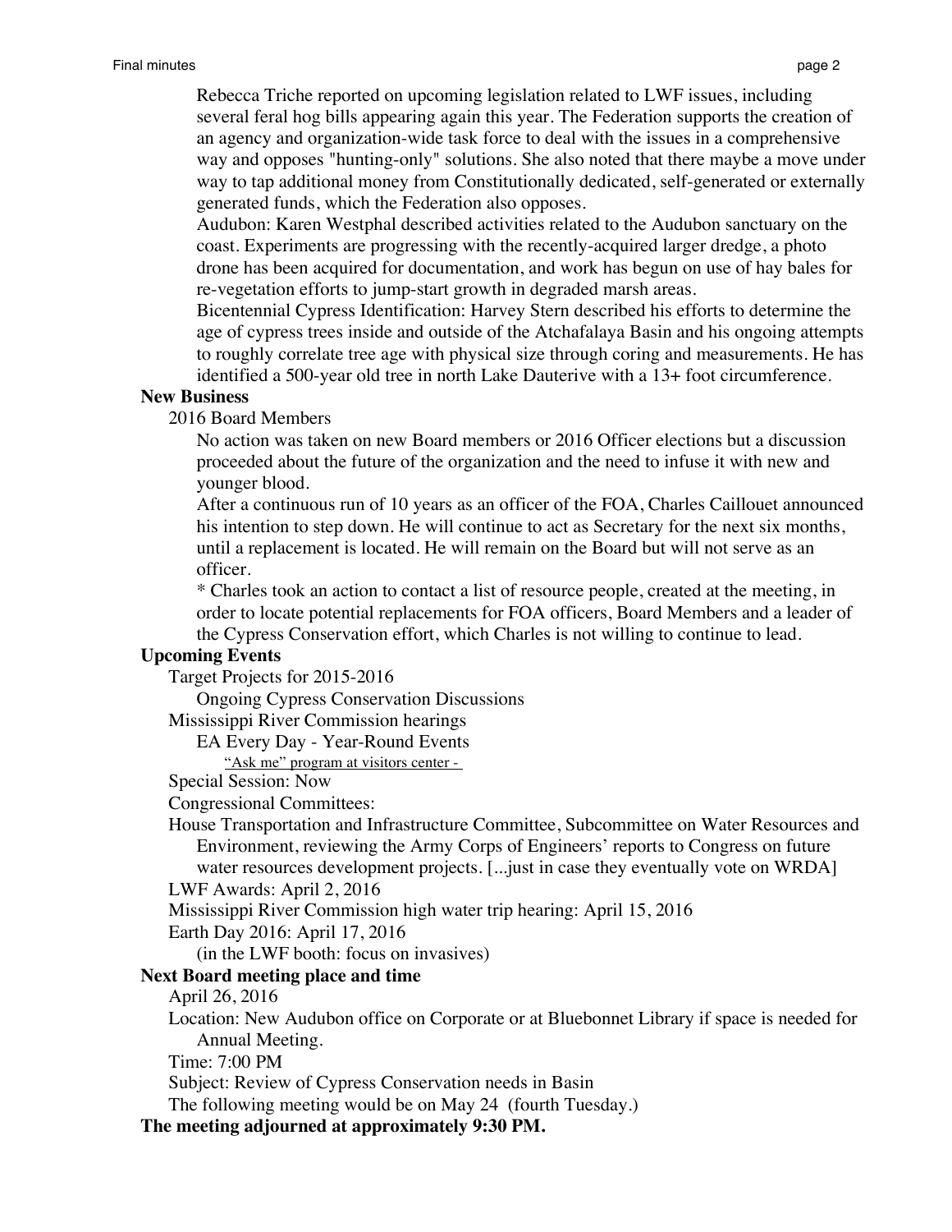Rebecca Triche reported on upcoming legislation related to LWF issues, including several feral hog bills appearing again this year. The Federation supports the creation of an agency and organization-wide task force to deal with the issues in a comprehensive way and opposes "hunting-only" solutions. She also noted that there maybe a move under way to tap additional money from Constitutionally dedicated, self-generated or externally generated funds, which the Federation also opposes.

Audubon: Karen Westphal described activities related to the Audubon sanctuary on the coast. Experiments are progressing with the recently-acquired larger dredge, a photo drone has been acquired for documentation, and work has begun on use of hay bales for re-vegetation efforts to jump-start growth in degraded marsh areas.

Bicentennial Cypress Identification: Harvey Stern described his efforts to determine the age of cypress trees inside and outside of the Atchafalaya Basin and his ongoing attempts to roughly correlate tree age with physical size through coring and measurements. He has identified a 500-year old tree in north Lake Dauterive with a 13+ foot circumference.

**New Business**

2016 Board Members

No action was taken on new Board members or 2016 Officer elections but a discussion proceeded about the future of the organization and the need to infuse it with new and younger blood.

After a continuous run of 10 years as an officer of the FOA, Charles Caillouet announced his intention to step down. He will continue to act as Secretary for the next six months, until a replacement is located. He will remain on the Board but will not serve as an officer.

* Charles took an action to contact a list of resource people, created at the meeting, in order to locate potential replacements for FOA officers, Board Members and a leader of the Cypress Conservation effort, which Charles is not willing to continue to lead.

**Upcoming Events**

Target Projects for 2015-2016

Ongoing Cypress Conservation Discussions

Mississippi River Commission hearings

EA Every Day - Year-Round Events

<u>“Ask me” program at visitors center -</u>

Special Session: Now

Congressional Committees:

House Transportation and Infrastructure Committee, Subcommittee on Water Resources and Environment, reviewing the Army Corps of Engineers’ reports to Congress on future water resources development projects. [...just in case they eventually vote on WRDA]

LWF Awards: April 2, 2016

Mississippi River Commission high water trip hearing: April 15, 2016

Earth Day 2016: April 17, 2016

(in the LWF booth: focus on invasives)

**Next Board meeting place and time**

April 26, 2016

Location: New Audubon office on Corporate or at Bluebonnet Library if space is needed for Annual Meeting.

Time: 7:00 PM

Subject: Review of Cypress Conservation needs in Basin

The following meeting would be on May 24 (fourth Tuesday.)

**The meeting adjourned at approximately 9:30 PM.**